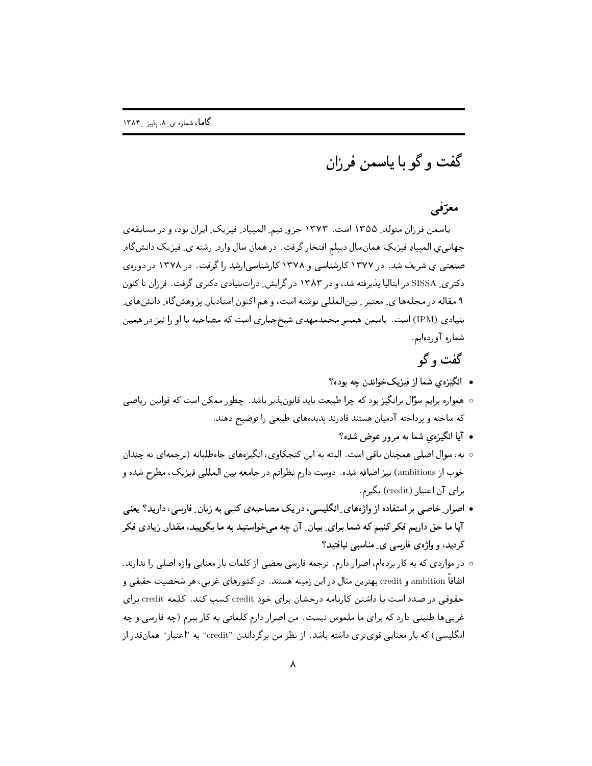# گفت و گو با یاسمن فرزان

## معرّفی

یاسمن فرزان متولدِ ۱۳۵۵ است. ۱۳۷۳ جزوِ تیمِ المپیادِ فیزیکِ ایران بود، و در مسابقه‌ی جهانی‌ِ المپیادِ فیزیکِ همان‌سال دیپلمِ افتخار گرفت. در همان سال واردِ رشته یِ فیزیک دانش‌گاهِ صنعتی یِ شریف شد. در ۱۳۷۷ کارشناسی و ۱۳۷۸ کارشناسی‌ارشد را گرفت. در ۱۳۷۸ در دوره‌ی دکتریِ SISSA در ایتالیا پذیرفته شد، و در ۱۳۸۳ در گرایشِ ذرات‌بنیادی دکتری گرفت. فرزان تا کنون ۹ مقاله در مجله‌ها یِ معتبر ِ بین‌المللی نوشته است، و هم اکنون استادیارِ پژوهش‌گاهِ دانش‌هایِ بنیادی (IPM) است. یاسمن همسرِ محمدمهدی شیخ‌جباری است که مصاحبه با او را نیز در همین شماره آورده‌ایم.

## گفت و گو

- **انگیزه‌یِ شما از فیزیک‌خواندن چه بوده؟**

◦ همواره برایم سؤال برانگیز بود که چرا طبیعت باید قانون‌پذیر باشد. چطور ممکن است که قوانین ریاضی که ساخته و پرداخته آدمیان هستند قادرند پدیده‌های طبیعی را توضیح دهند.

- **آیا انگیزه‌یِ شما به مرور عوض شده؟**

◦ نه، سوال اصلی همچنان باقی است. البته به این کنجکاوی، انگیزه‌های جاه‌طلبانه (ترجمه‌ای نه چندان خوب از ambitious) نیز اضافه شده. دوست دارم نظراتم در جامعه بین المللی فیزیک، مطرح شده و برای آن اعتبار (credit) بگیرم.

- **اصرارِ خاصی بر استفاده از واژه‌هایِ انگلیسی، در یک مصاحبه‌ی کتبی به زبانِ فارسی، دارید؟ یعنی آیا ما حق داریم فکر کنیم که شما برایِ بیانِ آن چه می‌خواستید به ما بگویید، مقدارِ زیادی فکر کردید، و واژه‌ی فارسی یِ مناسبی نیافتید؟**

◦ در مواردی که به کار برده‌ام، اصرار دارم. ترجمه فارسی بعضی از کلمات بار معنایی واژه اصلی را ندارند. اتفاقاً ambition و credit بهترین مثال در این زمینه هستند. در کشورهای غربی، هر شخصیت حقیقی و حقوقی در صدد است با داشتن کارنامه درخشان برای خود credit کسب کند. کلمه credit برای غربی‌ها طنینی دارد که برای ما ملموس نیست. من اصرار دارم کلماتی به کار ببرم (چه فارسی و چه انگلیسی) که بار معنایی قوی‌تری داشته باشد. از نظر من برگرداندن "credit" به "اعتبار" همان‌قدر از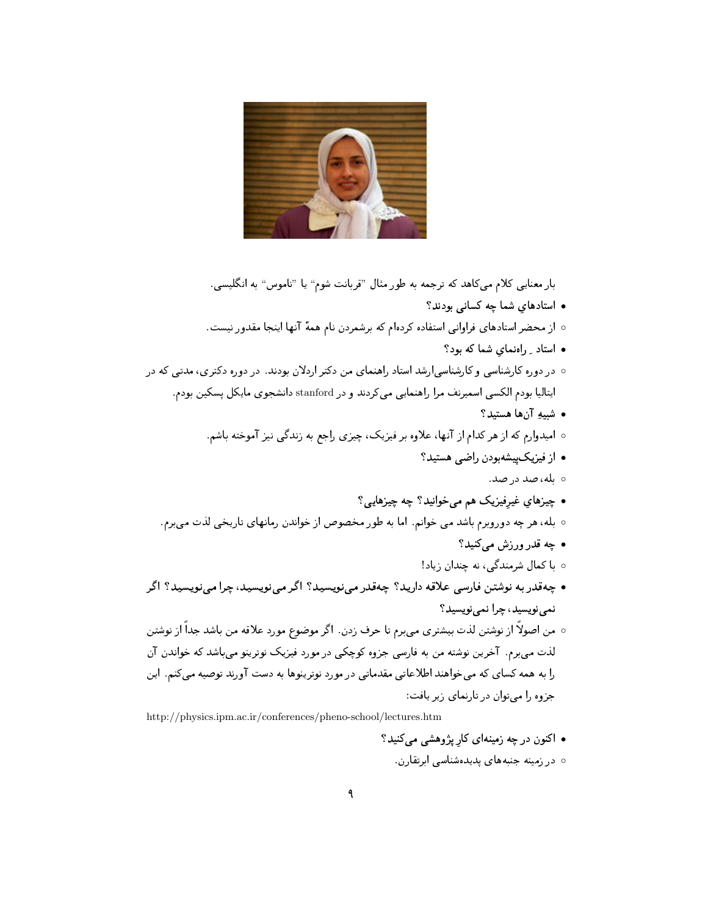بار معنایی کلام می‌کاهد که ترجمه به طور مثال "قربانت شوم" یا "ناموس" به انگلیسی.

- **استادهاي شما چه کسانی بودند؟**
  - از محضر استادهای فراوانی استفاده کرده‌ام که برشمردن نام همهٔ آنها اینجا مقدور نیست.
- **استاد ِ راه‌نماي شما که بود؟**
  - در دوره کارشناسی و کارشناسی‌ارشد استاد راهنمای من دکتر اردلان بودند. در دوره دکتری، مدتی که در ایتالیا بودم الکسی اسمیرنف مرا راهنمایی می‌کردند و در stanford دانشجوی مایکل پسکین بودم.
- **شبیهِ آن‌ها هستید؟**
  - امیدوارم که از هر کدام از آنها، علاوه بر فیزیک، چیزی راجع به زندگی نیز آموخته باشم.
- **از فیزیک‌پیشه‌بودن راضی هستید؟**
  - بله، صد در صد.
- **چیزهاي غیرفیزیک هم می‌خوانید؟ چه چیزهایی؟**
  - بله، هر چه دوروبرم باشد می خوانم. اما به طور مخصوص از خواندن رمانهای تاریخی لذت می‌برم.
- **چه قدر ورزش می‌کنید؟**
  - با کمال شرمندگی، نه چندان زیاد!
- **چه‌قدر به نوشتن فارسی علاقه دارید؟ چه‌قدر می‌نویسید؟ اگر می‌نویسید، چرا می‌نویسید؟ اگر نمی‌نویسید، چرا نمی‌نویسید؟**
  - من اصولاً از نوشتن لذت بیشتری می‌برم تا حرف زدن. اگر موضوع مورد علاقه من باشد جداً از نوشتن لذت می‌برم. آخرین نوشته من به فارسی جزوه کوچکی در مورد فیزیک نوترینو می‌باشد که خواندن آن را به همه کسای که می‌خواهند اطلاعاتی مقدماتی در مورد نوترینوها به دست آورند توصیه می‌کنم. این جزوه را می‌توان در تارنمای زیر یافت:

http://physics.ipm.ac.ir/conferences/pheno-school/lectures.htm

- **اکنون در چه زمینه‌ای کارِ پژوهشی می‌کنید؟**
  - در زمینه جنبه‌های پدیده‌شناسی ابرتقارن.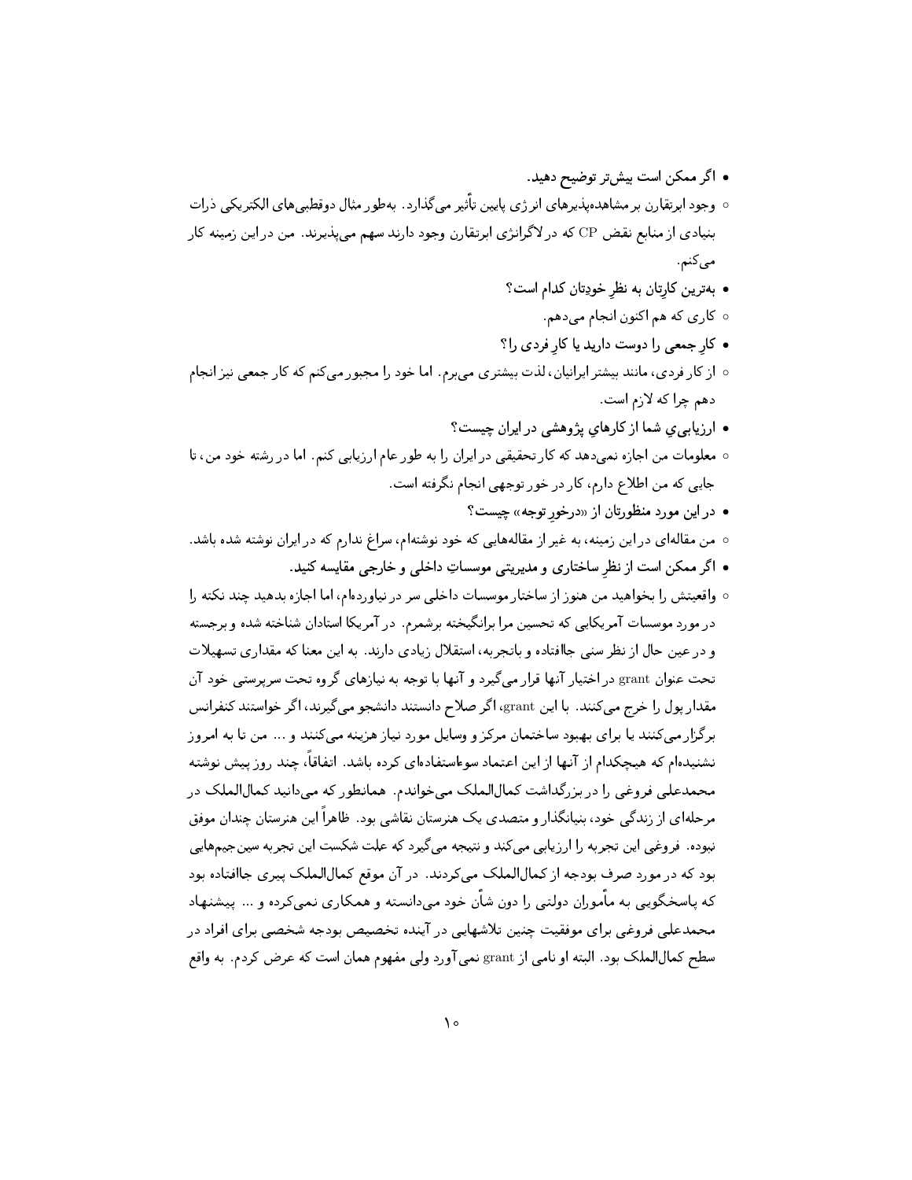- **اگر ممکن است بیش‌تر توضیح دهید.**
  - وجود ابرتقارن بر مشاهده‌پذیرهای انرژی پایین تأثیر می‌گذارد. به‌طور مثال دوقطبی‌های الکتریکی ذرات بنیادی از منابع نقض CP که در لاگرانژی ابرتقارن وجود دارند سهم می‌پذیرند. من در این زمینه کار می‌کنم.
- **بهترین کارِتان به نظرِ خودِتان کدام است؟**
  - کاری که هم اکنون انجام می‌دهم.
- **کارِ جمعی را دوست دارید یا کارِ فردی را؟**
  - از کار فردی، مانند بیشتر ایرانیان، لذت بیشتری می‌برم. اما خود را مجبور می‌کنم که کار جمعی نیز انجام دهم چرا که لازم است.
- **ارزیابی‌ی شما از کارهای پژوهشی در ایران چیست؟**
  - معلومات من اجازه نمی‌دهد که کار تحقیقی در ایران را به طور عام ارزیابی کنم. اما در رشته خود من، تا جایی که من اطلاع دارم، کار در خور توجهی انجام نگرفته است.
- **در این مورد منظورتان از «درخورِ توجه» چیست؟**
  - من مقاله‌ای در این زمینه، به غیر از مقاله‌هایی که خود نوشته‌ام، سراغ ندارم که در ایران نوشته شده باشد.
- **اگر ممکن است از نظرِ ساختاری و مدیریتی موسساتِ داخلی و خارجی مقایسه کنید.**
  - واقعیتش را بخواهید من هنوز از ساختار موسسات داخلی سر در نیاورده‌ام، اما اجازه بدهید چند نکته را در مورد موسسات آمریکایی که تحسین مرا برانگیخته برشمرم. در آمریکا استادان شناخته شده و برجسته و در عین حال از نظر سنی جاافتاده و باتجربه، استقلال زیادی دارند. به این معنا که مقداری تسهیلات تحت عنوان grant در اختیار آنها قرار می‌گیرد و آنها با توجه به نیازهای گروه تحت سرپرستی خود آن مقدار پول را خرج می‌کنند. با این grant، اگر صلاح دانستند دانشجو می‌گیرند، اگر خواستند کنفرانس برگزار می‌کنند یا برای بهبود ساختمان مرکز و وسایل مورد نیاز هزینه می‌کنند و ... من تا به امروز نشنیده‌ام که هیچکدام از آنها از این اعتماد سوءاستفاده‌ای کرده باشد. اتفاقاً، چند روز پیش نوشته محمدعلی فروغی را در بزرگداشت کمال‌الملک می‌خواندم. همانطور که می‌دانید کمال‌الملک در مرحله‌ای از زندگی خود، بنیانگذار و متصدی یک هنرستان نقاشی بود. ظاهراً این هنرستان چندان موفق نبوده. فروغی این تجربه را ارزیابی می‌کند و نتیجه می‌گیرد که علت شکست این تجربه سین‌جیم‌هایی بود که در مورد صرف بودجه از کمال‌الملک می‌کردند. در آن موقع کمال‌الملک پیری جاافتاده بود که پاسخگویی به مأموران دولتی را دون شأن خود می‌دانسته و همکاری نمی‌کرده و ... پیشنهاد محمدعلی فروغی برای موفقیت چنین تلاشهایی در آینده تخصیص بودجه شخصی برای افراد در سطح کمال‌الملک بود. البته او نامی از grant نمی‌آورد ولی مفهوم همان است که عرض کردم. به واقع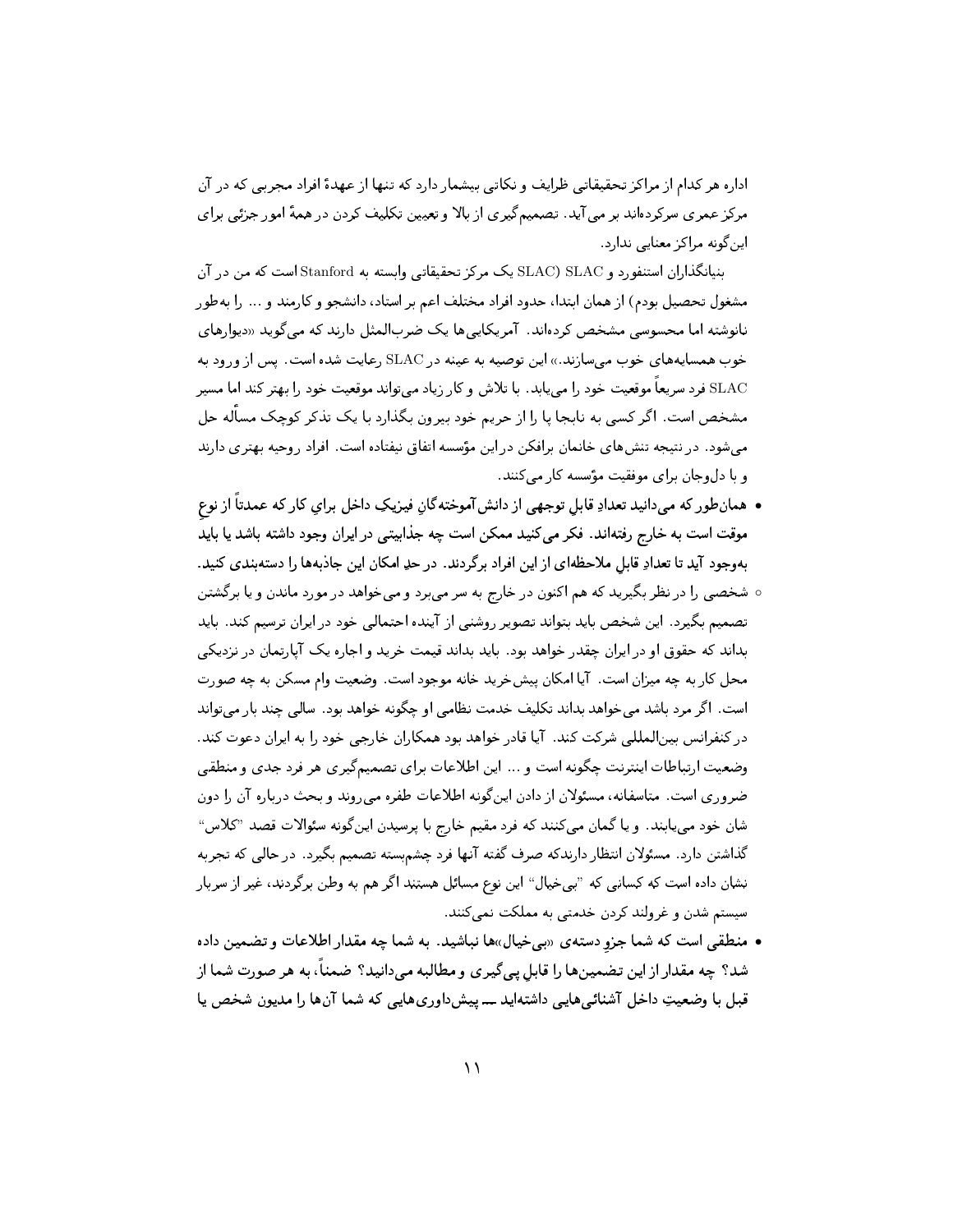اداره هر کدام از مراکز تحقیقاتی ظرایف و نکاتی بیشمار دارد که تنها از عهدهٔ افراد مجربی که در آن مرکز عمری سرکرده‌اند بر می‌آید. تصمیم‌گیری از بالا و تعیین تکلیف کردن در همهٔ امور جزئی برای این‌گونه مراکز معنایی ندارد.

بنیانگذاران استنفورد و SLAC (SLAC یک مرکز تحقیقاتی وابسته به Stanford است که من در آن مشغول تحصیل بودم) از همان ابتدا، حدود افراد مختلف اعم بر استاد، دانشجو و کارمند و ... را به‌طور نانوشته اما محسوسی مشخص کرده‌اند. آمریکایی‌ها یک ضرب‌المثل دارند که می‌گوید «دیوارهای خوب همسایه‌های خوب می‌سازند.» این توصیه به عینه در SLAC رعایت شده است. پس از ورود به SLAC فرد سریعاً موقعیت خود را می‌یابد. با تلاش و کار زیاد می‌تواند موقعیت خود را بهتر کند اما مسیر مشخص است. اگر کسی به نابجا پا را از حریم خود بیرون بگذارد با یک تذکر کوچک مسأله حل می‌شود. در نتیجه تنش‌های خانمان برافکن در این مؤسسه اتفاق نیفتاده است. افراد روحیه بهتری دارند و با دل‌وجان برای موفقیت مؤسسه کار می‌کنند.

- **همان‌طور که می‌دانید تعدادِ قابلِ توجهی از دانش‌آموخته‌گانِ فیزیکِ داخل برایِ کار که عمدتاً از نوعِ موقت است به خارج رفته‌اند. فکر می‌کنید ممکن است چه جذابیتی در ایران وجود داشته باشد یا باید به‌وجود آید تا تعدادِ قابلِ ملاحظه‌ای از این افراد برگردند. در حدِ امکان این جاذبه‌ها را دسته‌بندی کنید.**
  - شخصی را در نظر بگیرید که هم اکنون در خارج به سر می‌برد و می‌خواهد در مورد ماندن و یا برگشتن تصمیم بگیرد. این شخص باید بتواند تصویر روشنی از آینده احتمالی خود در ایران ترسیم کند. باید بداند که حقوق او در ایران چقدر خواهد بود. باید بداند قیمت خرید و اجاره یک آپارتمان در نزدیکی محل کار به چه میزان است. آیا امکان پیش‌خرید خانه موجود است. وضعیت وام مسکن به چه صورت است. اگر مرد باشد می‌خواهد بداند تکلیف خدمت نظامی او چگونه خواهد بود. سالی چند بار می‌تواند در کنفرانس بین‌المللی شرکت کند. آیا قادر خواهد بود همکاران خارجی خود را به ایران دعوت کند. وضعیت ارتباطات اینترنت چگونه است و ... این اطلاعات برای تصمیم‌گیری هر فرد جدی و منطقی ضروری است. متاسفانه، مسئولان از دادن این‌گونه اطلاعات طفره می‌روند و بحث درباره آن را دون شان خود می‌یابند. و یا گمان می‌کنند که فرد مقیم خارج با پرسیدن این‌گونه سئوالات قصد "کلاس" گذاشتن دارد. مسئولان انتظار دارندکه صرف گفته آنها فرد چشم‌بسته تصمیم بگیرد. در حالی که تجربه نشان داده است که کسانی که "بی‌خیال" این نوع مسائل هستند اگر هم به وطن برگردند، غیر از سربار سیستم شدن و غرولند کردن خدمتی به مملکت نمی‌کنند.
- **منطقی است که شما جزوِ دسته‌ی «بی‌خیال»ها نباشید. به شما چه مقدار اطلاعات و تضمین داده شد؟ چه مقدار از این تضمین‌ها را قابلِ پی‌گیری و مطالبه می‌دانید؟ ضمناً، به هر صورت شما از قبل با وضعیتِ داخل آشنائی‌هایی داشته‌اید ـــ پیش‌داوری‌هایی که شما آن‌ها را مدیون شخص یا**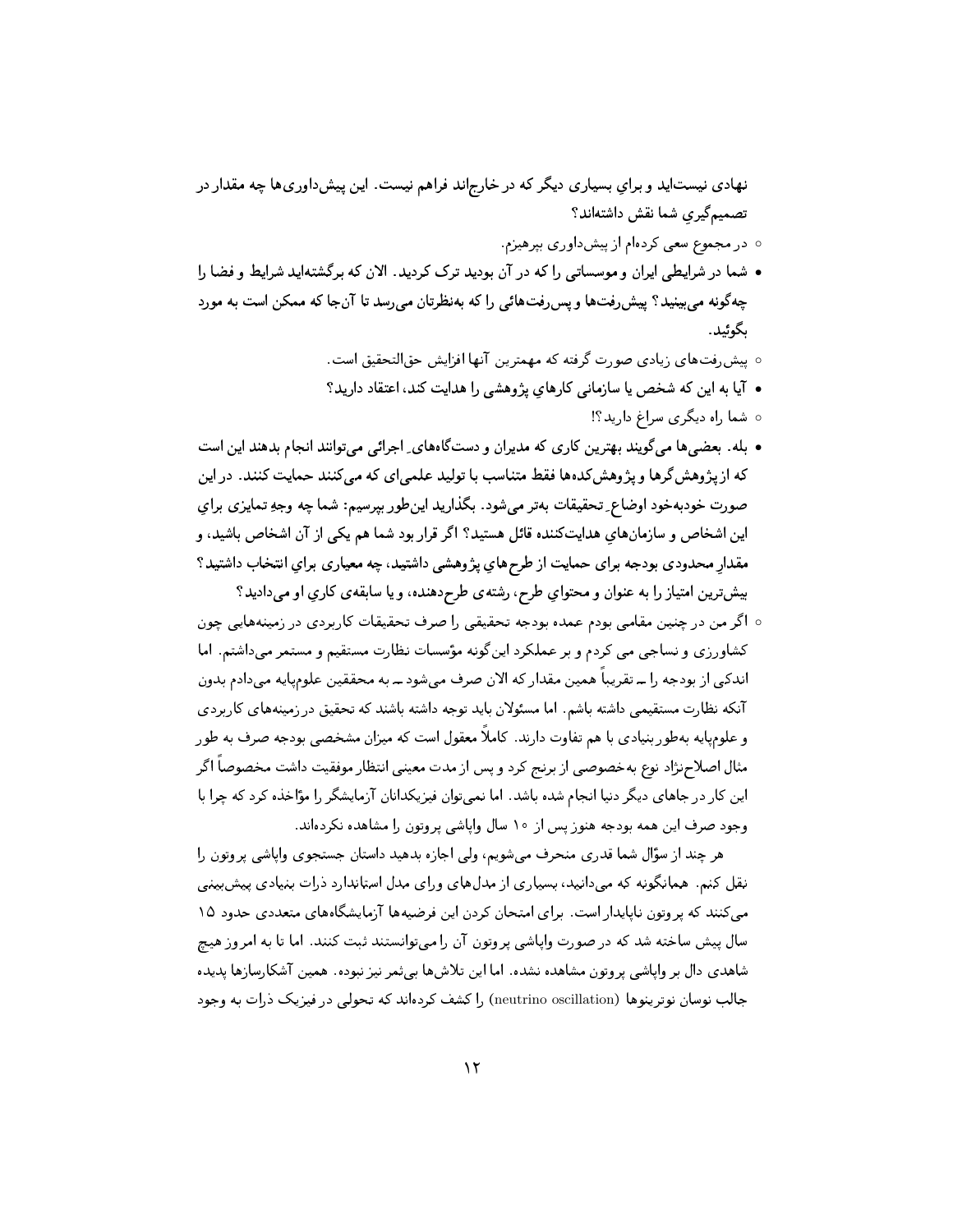نهادی نیست‌اید و برای بسیاری دیگر که در خارج‌اند فراهم نیست. این پیش‌داوری‌ها چه مقدار در تصمیم‌گیریِ شما نقش داشته‌اند؟

- در مجموع سعی کرده‌ام از پیش‌داوری بپرهیزم.

- شما در شرایطی ایران و موسساتی را که در آن بودید ترک کردید. الان که برگشته‌اید شرایط و فضا را چه‌گونه می‌بینید؟ پیش‌رفت‌ها و پس‌رفت‌هائی را که به‌نظرتان می‌رسد تا آن‌جا که ممکن است به مورد بگوئید.
  - پیش‌رفت‌های زیادی صورت گرفته که مهمترین آنها افزایش حق‌التحقیق است.
- آیا به این که شخص یا سازمانی کارهایِ پژوهشی را هدایت کند، اعتقاد دارید؟
  - شما راه دیگری سراغ دارید؟!
- بله. بعضی‌ها می‌گویند بهترین کاری که مدیران و دست‌گاه‌هایِ اجرائی می‌توانند انجام بدهند این است که از پژوهش‌گرها و پژوهش‌کده‌ها فقط متناسب با تولید علمی‌ای که می‌کنند حمایت کنند. در این صورت خودبه‌خود اوضاعِ تحقیقات به‌تر می‌شود. بگذارید این‌طور بپرسیم: شما چه وجهِ تمایزی برایِ این اشخاص و سازمان‌هایِ هدایت‌کننده قائل هستید؟ اگر قرار بود شما هم یکی از آن اشخاص باشید، و مقدارِ محدودی بودجه برای حمایت از طرح‌هایِ پژوهشی داشتید، چه معیاری برایِ انتخاب داشتید؟ بیش‌ترین امتیاز را به عنوان و محتوایِ طرح، رشته‌ی طرح‌دهنده، و یا سابقه‌ی کاریِ او می‌دادید؟
  - اگر من در چنین مقامی بودم عمده بودجه تحقیقی را صرف تحقیقات کاربردی در زمینه‌هایی چون کشاورزی و نساجی می کردم و بر عملکرد این‌گونه مؤسسات نظارت مستقیم و مستمر می‌داشتم. اما اندکی از بودجه را ــ تقریباً همین مقدار که الان صرف می‌شود ــ به محققین علوم‌پایه می‌دادم بدون آنکه نظارت مستقیمی داشته باشم. اما مسئولان باید توجه داشته باشند که تحقیق در زمینه‌های کاربردی و علوم‌پایه به‌طور بنیادی با هم تفاوت دارند. کاملاً معقول است که میزان مشخصی بودجه صرف به طور مثال اصلاح‌نژاد نوع به‌خصوصی از برنج کرد و پس از مدت معینی انتظار موفقیت داشت مخصوصاً اگر این کار در جاهای دیگر دنیا انجام شده باشد. اما نمی‌توان فیزیکدانان آزمایشگر را مؤاخذه کرد که چرا با وجود صرف این همه بودجه هنوز پس از ۱۰ سال واپاشی پروتون را مشاهده نکرده‌اند.

  هر چند از سؤال شما قدری منحرف می‌شویم، ولی اجازه بدهید داستان جستجوی واپاشی پروتون را نقل کنم. همانگونه که می‌دانید، بسیاری از مدل‌های ورای مدل استاندارد ذرات بنیادی پیش‌بینی می‌کنند که پروتون ناپایدار است. برای امتحان کردن این فرضیه‌ها آزمایشگاه‌های متعددی حدود ۱۵ سال پیش ساخته شد که در صورت واپاشی پروتون آن را می‌توانستند ثبت کنند. اما تا به امروز هیچ شاهدی دال بر واپاشی پروتون مشاهده نشده. اما این تلاش‌ها بی‌ثمر نیز نبوده. همین آشکارسازها پدیده جالب نوسان نوترینوها (neutrino oscillation) را کشف کرده‌اند که تحولی در فیزیک ذرات به وجود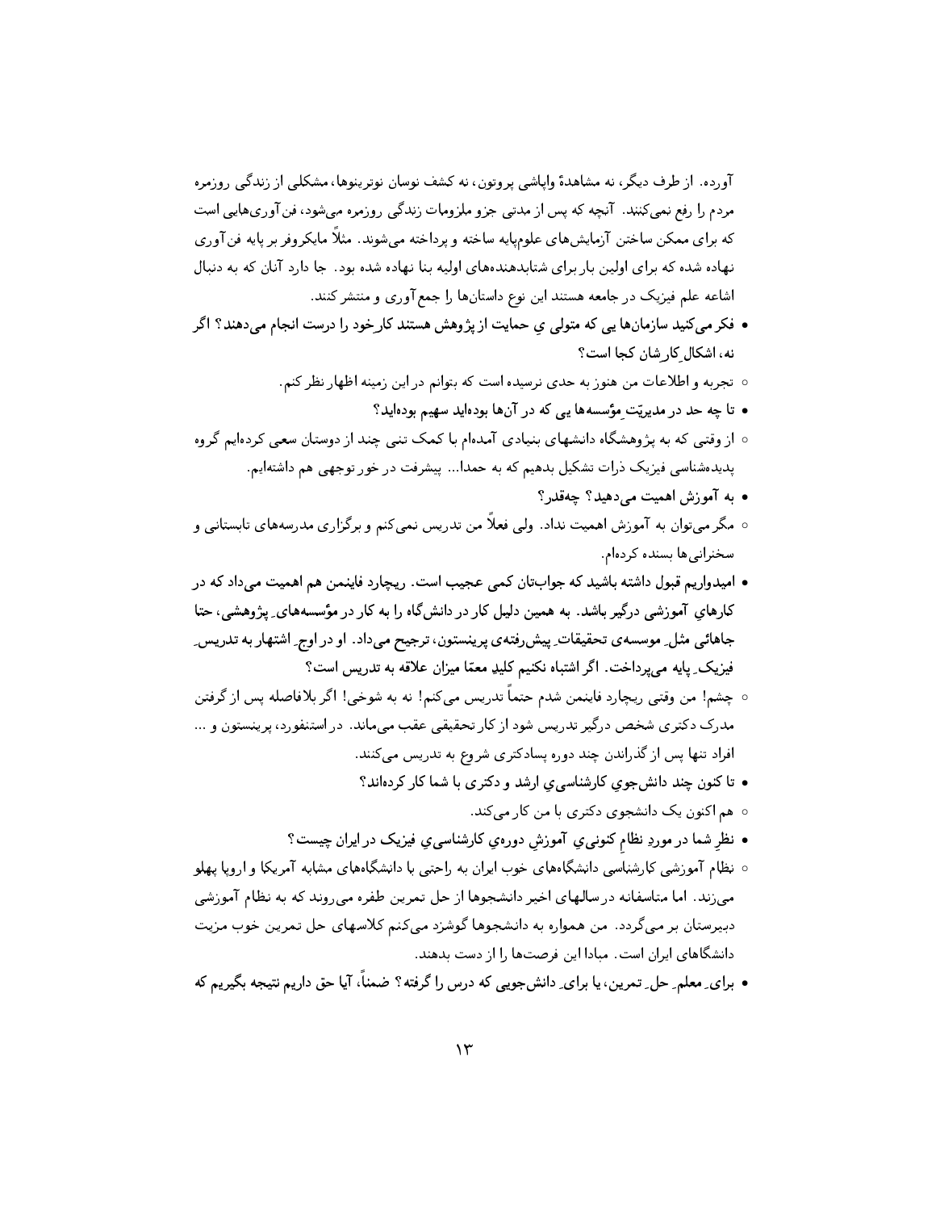آورده. از طرف دیگر، نه مشاهدهٔ واپاشی پروتون، نه کشف نوسان نوترینوها، مشکلی از زندگی روزمره مردم را رفع نمی‌کنند. آنچه که پس از مدتی جزو ملزومات زندگی روزمره می‌شود، فن‌آوری‌هایی است که برای ممکن ساختن آزمایش‌های علوم‌پایه ساخته و پرداخته می‌شوند. مثلاً مایکروفر بر پایه فن‌آوری نهاده شده که برای اولین بار برای شتابدهنده‌های اولیه بنا نهاده شده بود. جا دارد آنان که به دنبال اشاعه علم فیزیک در جامعه هستند این نوع داستان‌ها را جمع‌آوری و منتشر کنند.

- **فکر می‌کنید سازمان‌ها یی که متولی ِ حمایت از پژوهش هستند کارخود را درست انجام می‌دهند؟ اگر نه، اشکال ِکارشان کجا است؟**
  - تجربه و اطلاعات من هنوز به حدی نرسیده است که بتوانم در این زمینه اظهار نظر کنم.
- **تا چه حد در مدیریّت ِمؤسسه‌ها یی که در آن‌ها بوده‌اید سهیم بوده‌اید؟**
  - از وقتی که به پژوهشگاه دانشهای بنیادی آمده‌ام با کمک تنی چند از دوستان سعی کرده‌ایم گروه پدیده‌شناسی فیزیک ذرات تشکیل بدهیم که به حمدا... پیشرفت در خور توجهی هم داشته‌ایم.
- **به آموزش اهمیت می‌دهید؟ چه‌قدر؟**
  - مگر می‌توان به آموزش اهمیت نداد. ولی فعلاً من تدریس نمی‌کنم و برگزاری مدرسه‌های تابستانی و سخنرانی‌ها بسنده کرده‌ام.
- **امیدواریم قبول داشته باشید که جواب‌تان کمی عجیب است. ریچارد فاینمن هم اهمیت می‌داد که در کارهای ِآموزشی درگیر باشد. به همین دلیل کار در دانش‌گاه را به کار در مؤسسه‌های ِ پژوهشی، حتا جاهائی مثل ِ موسسه‌ی تحقیقات ِ پیش‌رفته‌ی پرینستون، ترجیح می‌داد. او در اوج ِ اشتهار به تدریس ِ فیزیک ِ پایه می‌پرداخت. اگر اشتباه نکنیم کلید ِ معمّا میزان علاقه به تدریس است؟**
  - چشم! من وقتی ریچارد فاینمن شدم حتماً تدریس می‌کنم! نه به شوخی! اگر بلافاصله پس از گرفتن مدرک دکتری شخص درگیر تدریس شود از کار تحقیقی عقب می‌ماند. در استنفورد، پرینستون و ... افراد تنها پس از گذراندن چند دوره پسادکتری شروع به تدریس می‌کنند.
- **تا کنون چند دانش‌جوی ِکارشناسی ِارشد و دکتری با شما کار کرده‌اند؟**
  - هم اکنون یک دانشجوی دکتری با من کار می‌کند.
- **نظر ِ شما در مورد ِ نظام ِ کنونی ِ آموزش ِ دوره‌ی ِ کارشناسی ِ فیزیک در ایران چیست؟**
  - نظام آموزشی کارشناسی دانشگاه‌های خوب ایران به راحتی با دانشگاه‌های مشابه آمریکا و اروپا پهلو می‌زند. اما متاسفانه در سالهای اخیر دانشجوها از حل تمرین طفره می‌روند که به نظام آموزشی دبیرستان بر می‌گردد. من همواره به دانشجوها گوشزد می‌کنم کلاسهای حل تمرین خوب مزیت دانشگاه‌های ایران است. مبادا این فرصت‌ها را از دست بدهند.
- **برای ِ معلم ِ حل ِ تمرین، یا برای ِ دانش‌جویی که درس را گرفته؟ ضمناً، آیا حق داریم نتیجه بگیریم که**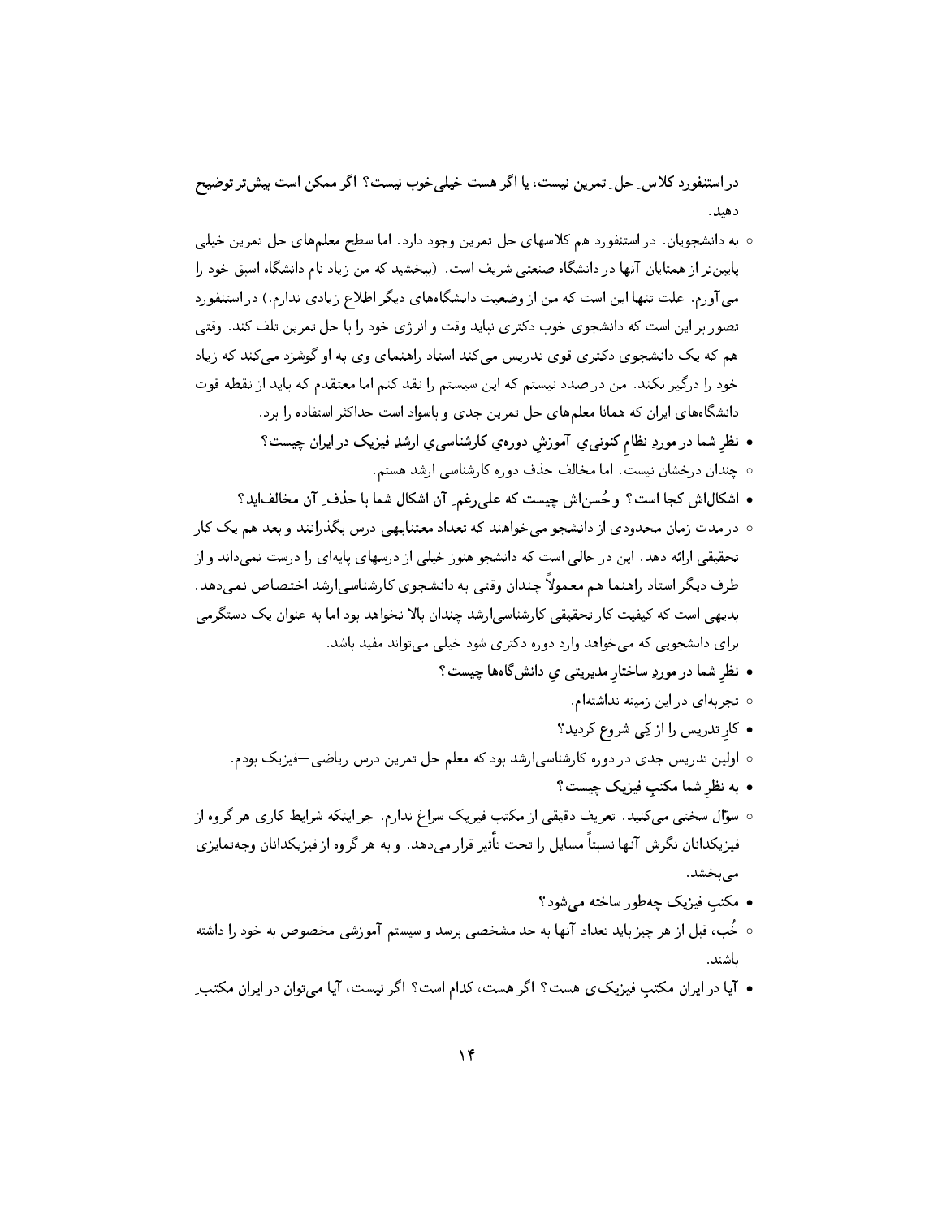در استنفورد کلاسِ حلِ تمرین نیست، یا اگر هست خیلی‌خوب نیست؟ اگر ممکن است بیش‌تر توضیح دهید.

◦ به دانشجویان. در استنفورد هم کلاسهای حل تمرین وجود دارد. اما سطح معلم‌های حل تمرین خیلی پایین‌تر از همتایان آنها در دانشگاه صنعتی شریف است. (ببخشید که من زیاد نام دانشگاه اسبق خود را می‌آورم. علت تنها این است که من از وضعیت دانشگاه‌های دیگر اطلاع زیادی ندارم.) در استنفورد تصور بر این است که دانشجوی خوب دکتری نباید وقت و انرژی خود را با حل تمرین تلف کند. وقتی هم که یک دانشجوی دکتری قوی تدریس می‌کند استاد راهنمای وی به او گوشزد می‌کند که زیاد خود را درگیر نکند. من در صدد نیستم که این سیستم را نقد کنم اما معتقدم که باید از نقطه قوت دانشگاه‌های ایران که همانا معلم‌های حل تمرین جدی و باسواد است حداکثر استفاده را برد.

- نظرِ شما در موردِ نظامِ کنونی‌ِ آموزشِ دوره‌ی کارشناسی‌ِ ارشدِ فیزیک در ایران چیست؟

◦ چندان درخشان نیست. اما مخالف حذف دوره کارشناسی ارشد هستم.

- اشکال‌اش کجا است؟ و حُسن‌اش چیست که علی‌رغمِ آن اشکال شما با حذفِ آن مخالف‌اید؟

◦ در مدت زمان محدودی از دانشجو می‌خواهند که تعداد معتنابهی درس بگذرانند و بعد هم یک کار تحقیقی ارائه دهد. این در حالی است که دانشجو هنوز خیلی از درسهای پایه‌ای را درست نمی‌داند و از طرف دیگر استاد راهنما هم معمولاً چندان وقتی به دانشجوی کارشناسی‌ارشد اختصاص نمی‌دهد. بدیهی است که کیفیت کار تحقیقی کارشناسی‌ارشد چندان بالا نخواهد بود اما به عنوان یک دستگرمی برای دانشجویی که می‌خواهد وارد دوره دکتری شود خیلی می‌تواند مفید باشد.

- نظرِ شما در موردِ ساختارِ مدیریتی‌ِ دانش‌گاه‌ها چیست؟

◦ تجربه‌ای در این زمینه نداشته‌ام.

- کارِ تدریس را از کِی شروع کردید؟

◦ اولین تدریس جدی در دوره کارشناسی‌ارشد بود که معلم حل تمرین درس ریاضی—فیزیک بودم.

- به نظرِ شما مکتبِ فیزیک چیست؟

◦ سؤال سختی می‌کنید. تعریف دقیقی از مکتب فیزیک سراغ ندارم. جز اینکه شرایط کاری هر گروه از فیزیکدانان نگرش آنها نسبتاً مسایل را تحت تأثیر قرار می‌دهد. و به هر گروه از فیزیکدانان وجه‌تمایزی می‌بخشد.

- مکتبِ فیزیک چه‌طور ساخته می‌شود؟

◦ خُب، قبل از هر چیز باید تعداد آنها به حد مشخصی برسد و سیستم آموزشی مخصوص به خود را داشته باشند.

- آیا در ایران مکتبِ فیزیکی‌ی هست؟ اگر هست، کدام است؟ اگر نیست، آیا می‌توان در ایران مکتبِ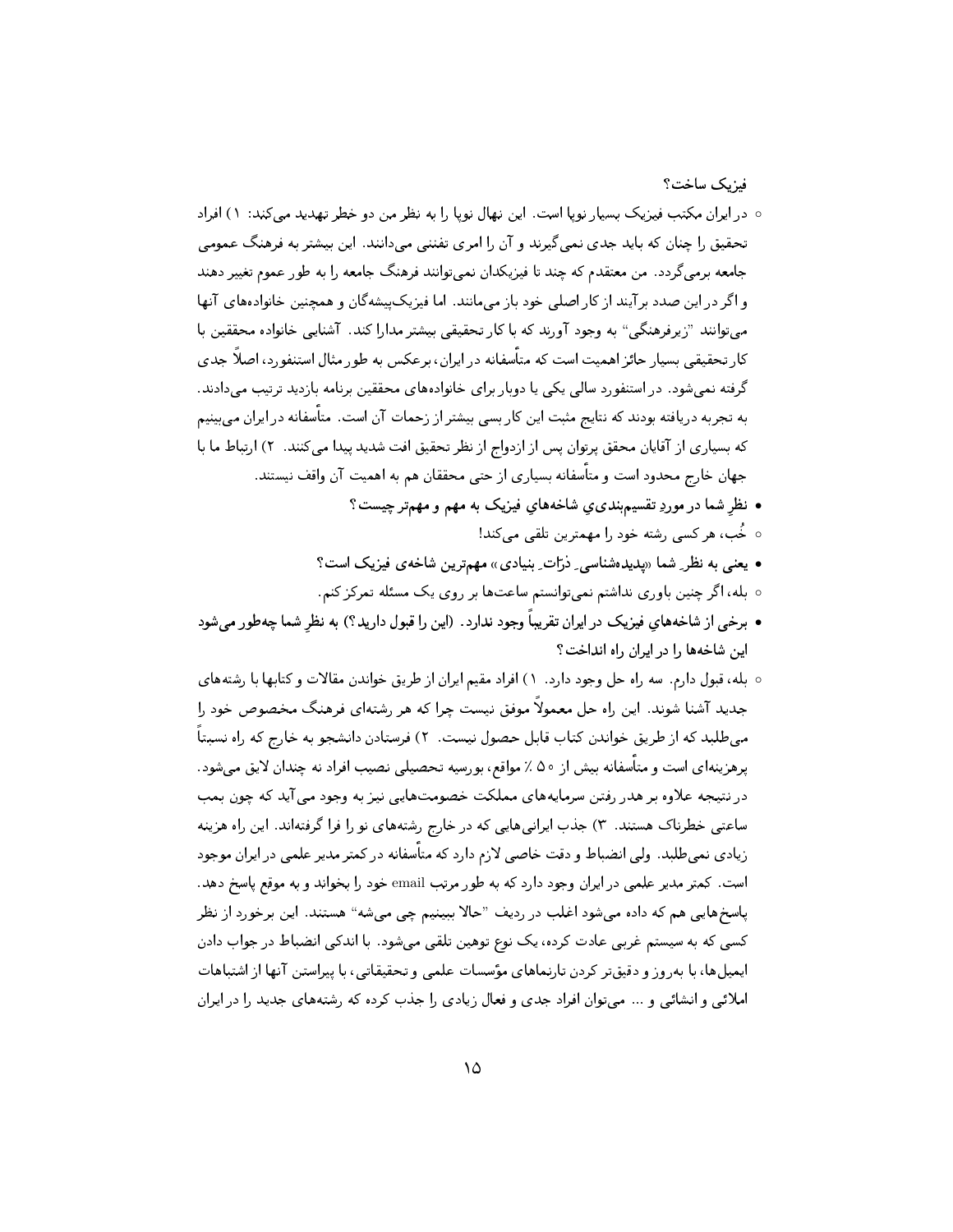فیزیک ساخت؟

◦ در ایران مکتب فیزیک بسیار نوپا است. این نهال نوپا را به نظر من دو خطر تهدید می‌کند: ۱) افراد تحقیق را چنان که باید جدی نمی‌گیرند و آن را امری تفننی می‌دانند. این بیشتر به فرهنگ عمومی جامعه برمی‌گردد. من معتقدم که چند تا فیزیکدان نمی‌توانند فرهنگ جامعه را به طور عموم تغییر دهند و اگر در این صدد برآیند از کار اصلی خود باز می‌مانند. اما فیزیک‌پیشه‌گان و همچنین خانواده‌های آنها می‌توانند "زیرفرهنگی" به وجود آورند که با کار تحقیقی بیشتر مدارا کند. آشنایی خانواده محققین با کار تحقیقی بسیار حائز اهمیت است که متأسفانه در ایران، برعکس به طور مثال استنفورد، اصلاً جدی گرفته نمی‌شود. در استنفورد سالی یکی یا دوبار برای خانواده‌های محققین برنامه بازدید ترتیب می‌دادند. به تجربه دریافته بودند که نتایج مثبت این کار بسی بیشتر از زحمات آن است. متأسفانه در ایران می‌بینیم که بسیاری از آقایان محقق پرتوان پس از ازدواج از نظر تحقیق افت شدید پیدا می‌کنند. ۲) ارتباط ما با جهان خارج محدود است و متأسفانه بسیاری از حتی محققان هم به اهمیت آن واقف نیستند.

- **نظرِ شما در موردِ تقسیم‌بندی‌ی شاخه‌هایِ فیزیک به مهم و مهم‌تر چیست؟**

◦ خُب، هر کسی رشته خود را مهمترین تلقی می‌کند!

- **یعنی به نظرِ شما «پدیده‌شناسیِ ذرّاتِ بنیادی» مهم‌ترین شاخه‌ی فیزیک است؟**

◦ بله، اگر چنین باوری نداشتم نمی‌توانستم ساعت‌ها بر روی یک مسئله تمرکز کنم.

- **برخی از شاخه‌هایِ فیزیک در ایران تقریباً وجود ندارد. (این را قبول دارید؟) به نظرِ شما چه‌طور می‌شود این شاخه‌ها را در ایران راه انداخت؟**

◦ بله، قبول دارم. سه راه حل وجود دارد. ۱) افراد مقیم ایران از طریق خواندن مقالات و کتابها با رشته‌های جدید آشنا شوند. این راه حل معمولاً موفق نیست چرا که هر رشته‌ای فرهنگ مخصوص خود را می‌طلبد که از طریق خواندن کتاب قابل حصول نیست. ۲) فرستادن دانشجو به خارج که راه نسبتاً پرهزینه‌ای است و متأسفانه بیش از ۵۰ ٪ مواقع، بورسیه تحصیلی نصیب افراد نه چندان لایق می‌شود. در نتیجه علاوه بر هدر رفتن سرمایه‌های مملکت خصومت‌هایی نیز به وجود می‌آید که چون بمب ساعتی خطرناک هستند. ۳) جذب ایرانی‌هایی که در خارج رشته‌های نو را فرا گرفته‌اند. این راه هزینه زیادی نمی‌طلبد. ولی انضباط و دقت خاصی لازم دارد که متأسفانه در کمتر مدیر علمی در ایران موجود است. کمتر مدیر علمی در ایران وجود دارد که به طور مرتب email خود را بخواند و به موقع پاسخ دهد. پاسخ‌هایی هم که داده می‌شود اغلب در ردیف "حالا ببینیم چی می‌شه" هستند. این برخورد از نظر کسی که به سیستم غربی عادت کرده، یک نوع توهین تلقی می‌شود. با اندکی انضباط در جواب دادن ایمیل‌ها، با به‌روز و دقیق‌تر کردن تارنماهای مؤسسات علمی و تحقیقاتی، با پیراستن آنها از اشتباهات املائی و انشائی و ... می‌توان افراد جدی و فعال زیادی را جذب کرده که رشته‌های جدید را در ایران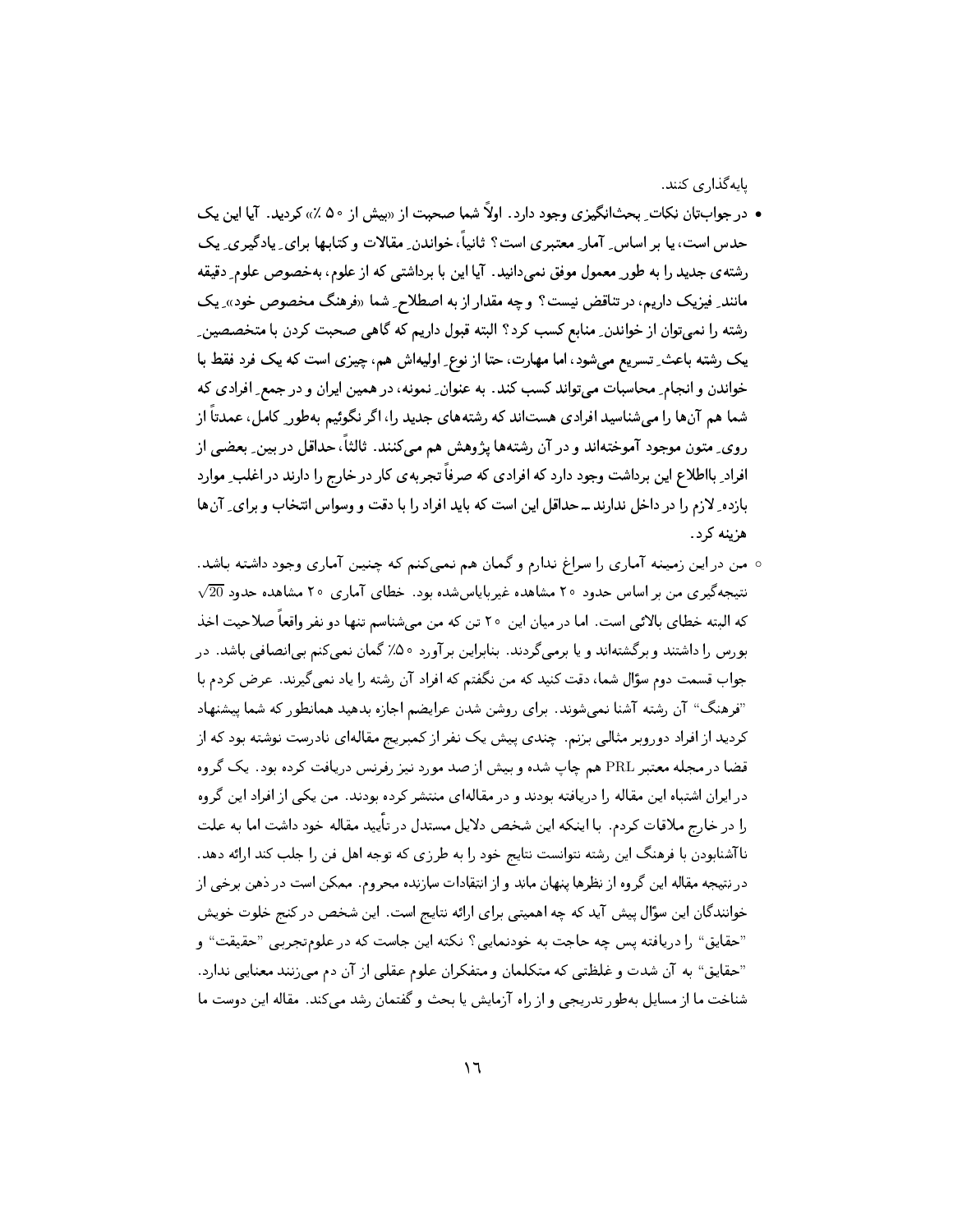پایه‌گذاری کنند.

- در جواب‌تان نکات ِ بحث‌انگیزی وجود دارد. اولاً شما صحبت از «بیش از ۵۰٪» کردید. آیا این یک حدس است، یا بر اساس ِ آمار ِ معتبری است؟ ثانیاً، خواندن ِ مقالات و کتابها برای ِ یادگیری ِ یک رشته‌ی جدید را به طور ِ معمول موفق نمی‌دانید. آیا این با برداشتی که از علوم، به‌خصوص علوم ِ دقیقه مانند ِ فیزیک داریم، در تناقض نیست؟ و چه مقدار از به اصطلاح ِ شما «فرهنگ مخصوص خود» ِ یک رشته را نمی‌توان از خواندن ِ منابع کسب کرد؟ البته قبول داریم که گاهی صحبت کردن با متخصصین ِ یک رشته باعث ِ تسریع می‌شود، اما مهارت، حتا از نوع ِ اولیه‌اش هم، چیزی است که یک فرد فقط با خواندن و انجام ِ محاسبات می‌تواند کسب کند. به عنوان ِ نمونه، در همین ایران و در جمع ِ افرادی که شما هم آن‌ها را می‌شناسید افرادی هست‌اند که رشته‌های جدید را، اگر نگوئیم به‌طور ِ کامل، عمدتاً از روی ِ متون موجود آموخته‌اند و در آن رشته‌ها پژوهش هم می‌کنند. ثالثاً، حداقل در بین ِ بعضی از افراد ِ بااطلاع این برداشت وجود دارد که افرادی که صرفاً تجربه‌ی کار در خارج را دارند در اغلب ِ موارد بازده ِ لازم را در داخل ندارند ـ حداقل این است که باید افراد را با دقت و وسواس انتخاب و برای ِ آن‌ها هزینه کرد.

  ◦ من در این زمینه آماری را سراغ ندارم و گمان هم نمی‌کنم که چنین آماری وجود داشته باشد. نتیجه‌گیری من بر اساس حدود ۲۰ مشاهده غیربایاس‌شده بود. خطای آماری ۲۰ مشاهده حدود $\sqrt{20}$ که البته خطای بالائی است. اما در میان این ۲۰ تن که من می‌شناسم تنها دو نفر واقعاً صلاحیت اخذ بورس را داشتند و برگشته‌اند و یا برمی‌گردند. بنابراین برآورد ۵۰٪ گمان نمی‌کنم بی‌انصافی باشد. در جواب قسمت دوم سؤال شما، دقت کنید که من نگفتم که افراد آن رشته را یاد نمی‌گیرند. عرض کردم با "فرهنگ" آن رشته آشنا نمی‌شوند. برای روشن شدن عرایضم اجازه بدهید همانطور که شما پیشنهاد کردید از افراد دوروبر مثالی بزنم. چندی پیش یک نفر از کمبریج مقاله‌ای نادرست نوشته بود که از قضا در مجله معتبر PRL هم چاپ شده و بیش از صد مورد نیز رفرنس دریافت کرده بود. یک گروه در ایران اشتباه این مقاله را دریافته بودند و در مقاله‌ای منتشر کرده بودند. من یکی از افراد این گروه را در خارج ملاقات کردم. با اینکه این شخص دلایل مستدل در تأیید مقاله خود داشت اما به علت ناآشنابودن با فرهنگ این رشته نتوانست نتایج خود را به طرزی که توجه اهل فن را جلب کند ارائه دهد. در نتیجه مقاله این گروه از نظرها پنهان ماند و از انتقادات سازنده محروم. ممکن است در ذهن برخی از خوانندگان این سؤال پیش آید که چه اهمیتی برای ارائه نتایج است. این شخص در کنج خلوت خویش "حقایق" را دریافته پس چه حاجت به خودنمایی؟ نکته این جاست که در علوم‌تجربی "حقیقت" و "حقایق" به آن شدت و غلظتی که متکلمان و متفکران علوم عقلی از آن دم می‌زنند معنایی ندارد. شناخت ما از مسایل به‌طور تدریجی و از راه آزمایش یا بحث و گفتمان رشد می‌کند. مقاله این دوست ما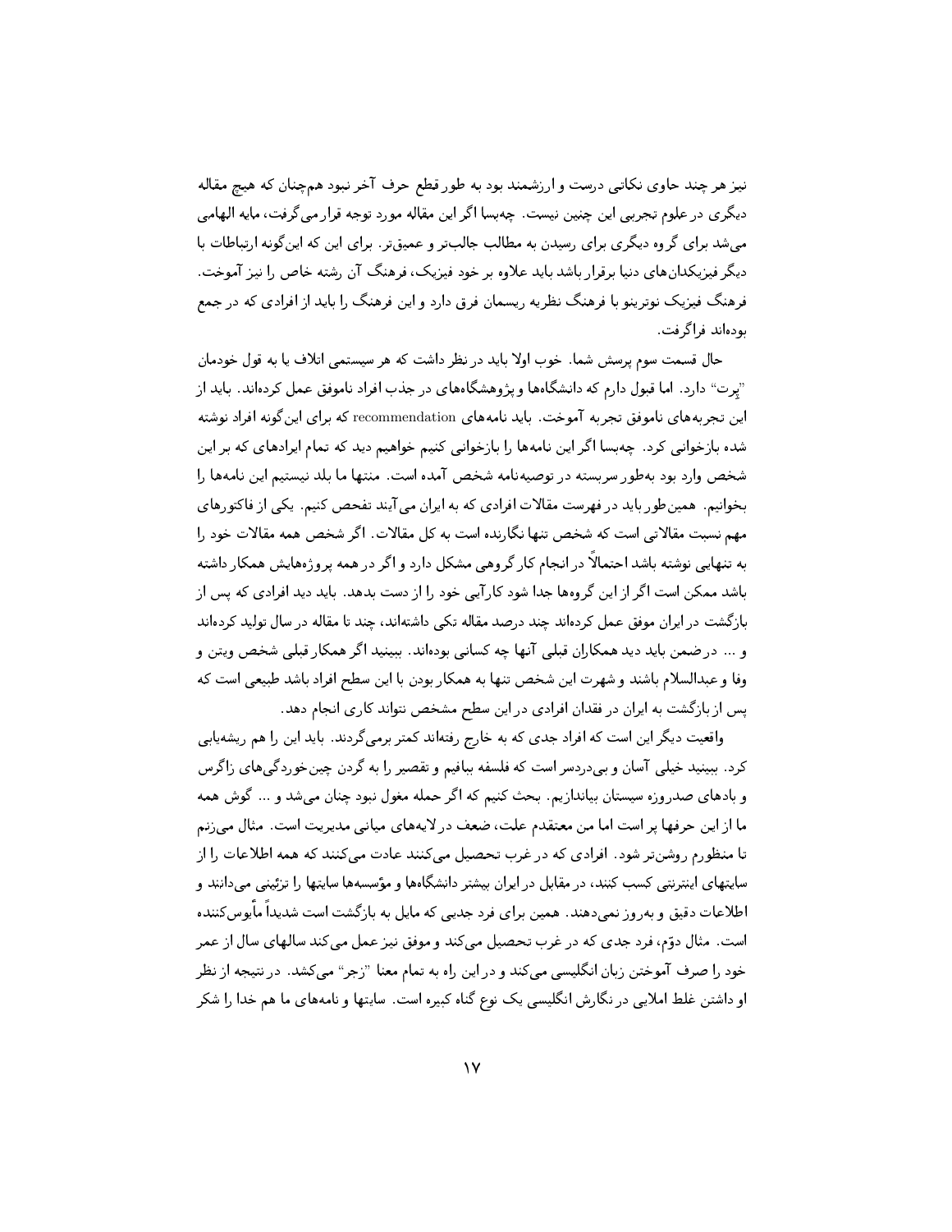نیز هر چند حاوی نکاتی درست و ارزشمند بود به طور قطع حرف آخر نبود هم‌چنان که هیچ مقاله دیگری در علوم تجربی این چنین نیست. چه‌بسا اگر این مقاله مورد توجه قرار می‌گرفت، مایه الهامی می‌شد برای گروه دیگری برای رسیدن به مطالب جالب‌تر و عمیق‌تر. برای این که این‌گونه ارتباطات با دیگر فیزیکدان‌های دنیا برقرار باشد باید علاوه بر خود فیزیک، فرهنگ آن رشته خاص را نیز آموخت. فرهنگ فیزیک نوترینو با فرهنگ نظریه ریسمان فرق دارد و این فرهنگ را باید از افرادی که در جمع بوده‌اند فراگرفت.

حال قسمت سوم پرسش شما. خوب اولا باید در نظر داشت که هر سیستمی اتلاف یا به قول خودمان "پرت" دارد. اما قبول دارم که دانشگاه‌ها و پژوهشگاه‌های در جذب افراد ناموفق عمل کرده‌اند. باید از این تجربه‌های ناموفق تجربه آموخت. باید نامه‌های recommendation که برای این‌گونه افراد نوشته شده بازخوانی کرد. چه‌بسا اگر این نامه‌ها را بازخوانی کنیم خواهیم دید که تمام ایرادهای که بر این شخص وارد بود به‌طور سربسته در توصیه‌نامه شخص آمده است. منتها ما بلد نیستیم این نامه‌ها را بخوانیم. همین‌طور باید در فهرست مقالات افرادی که به ایران می‌آیند تفحص کنیم. یکی از فاکتورهای مهم نسبت مقالاتی است که شخص تنها نگارنده است به کل مقالات. اگر شخص همه مقالات خود را به تنهایی نوشته باشد احتمالاً در انجام کار گروهی مشکل دارد و اگر در همه پروژه‌هایش همکار داشته باشد ممکن است اگر از این گروه‌ها جدا شود کارآیی خود را از دست بدهد. باید دید افرادی که پس از بازگشت در ایران موفق عمل کرده‌اند چند درصد مقاله تکی داشته‌اند، چند تا مقاله در سال تولید کرده‌اند و ... در ضمن باید دید همکاران قبلی آنها چه کسانی بوده‌اند. ببینید اگر همکار قبلی شخص ویتن و وفا و عبدالسلام باشند و شهرت این شخص تنها به همکار بودن با این سطح افراد باشد طبیعی است که پس از بازگشت به ایران در فقدان افرادی در این سطح مشخص نتواند کاری انجام دهد.

واقعیت دیگر این است که افراد جدی که به خارج رفته‌اند کمتر برمی‌گردند. باید این را هم ریشه‌یابی کرد. ببینید خیلی آسان و بی‌دردسر است که فلسفه ببافیم و تقصیر را به گردن چین‌خوردگی‌های زاگرس و بادهای صدروزه سیستان بیاندازیم. بحث کنیم که اگر حمله مغول نبود چنان می‌شد و ... گوش همه ما از این حرفها پر است اما من معتقدم علت، ضعف در لایه‌های میانی مدیریت است. مثال می‌زنم تا منظورم روشن‌تر شود. افرادی که در غرب تحصیل می‌کنند عادت می‌کنند که همه اطلاعات را از سایتهای اینترنتی کسب کنند، در مقابل در ایران بیشتر دانشگاه‌ها و مؤسسه‌ها سایتها را تزئینی می‌دانند و اطلاعات دقیق و به‌روز نمی‌دهند. همین برای فرد جدیی که مایل به بازگشت است شدیداً مأیوس‌کننده است. مثال دوّم، فرد جدی که در غرب تحصیل می‌کند و موفق نیز عمل می‌کند سالهای سال از عمر خود را صرف آموختن زبان انگلیسی می‌کند و در این راه به تمام معنا "زجر" می‌کشد. در نتیجه از نظر او داشتن غلط املایی در نگارش انگلیسی یک نوع گناه کبیره است. سایتها و نامه‌های ما هم خدا را شکر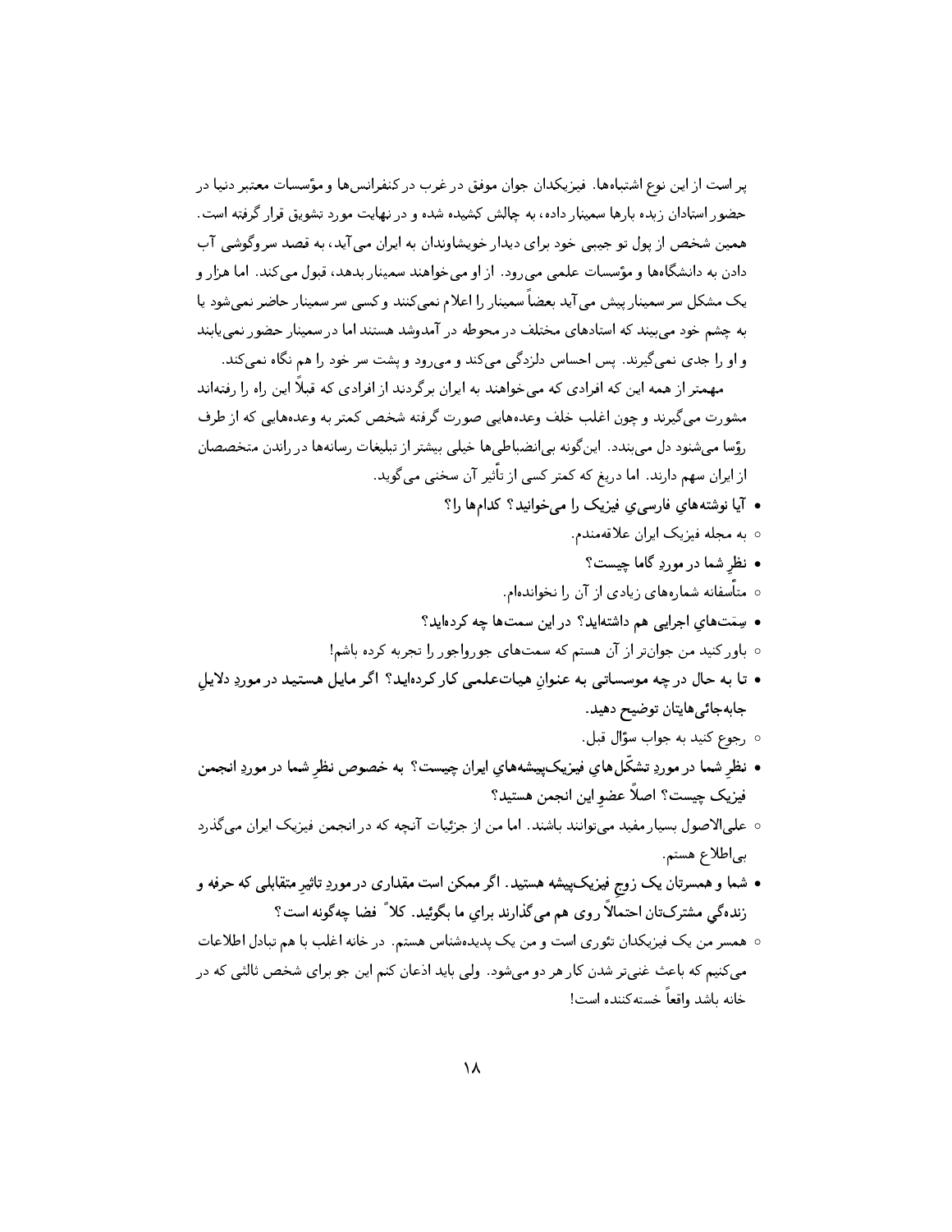پر است از این نوع اشتباه‌ها. فیزیکدان جوان موفق در غرب در کنفرانس‌ها و مؤسسات معتبر دنیا در حضور استادان زبده بارها سمینار داده، به چالش کشیده شده و در نهایت مورد تشویق قرار گرفته است. همین شخص از پول تو جیبی خود برای دیدار خویشاوندان به ایران می‌آید، به قصد سروگوشی آب دادن به دانشگاه‌ها و مؤسسات علمی می‌رود. از او می‌خواهند سمینار بدهد، قبول می‌کند. اما هزار و یک مشکل سر سمینار پیش می‌آید بعضاً سمینار را اعلام نمی‌کنند و کسی سر سمینار حاضر نمی‌شود یا به چشم خود می‌بیند که استادهای مختلف در محوطه در آمدوشد هستند اما در سمینار حضور نمی‌یابند و او را جدی نمی‌گیرند. پس احساس دلزدگی می‌کند و می‌رود و پشت سر خود را هم نگاه نمی‌کند.

مهمتر از همه این که افرادی که می‌خواهند به ایران برگردند از افرادی که قبلاً این راه را رفته‌اند مشورت می‌گیرند و چون اغلب خلف وعده‌هایی صورت گرفته شخص کمتر به وعده‌هایی که از طرف رؤسا می‌شنود دل می‌بندد. این‌گونه بی‌انضباطی‌ها خیلی بیشتر از تبلیغات رسانه‌ها در راندن متخصصان از ایران سهم دارند. اما دریغ که کمتر کسی از تأثیر آن سخنی می‌گوید.

- **آیا نوشته‌های فارسی‌ی فیزیک را می‌خوانید؟ کدام‌ها را؟**
  - به مجله فیزیک ایران علاقه‌مندم.
- **نظرِ شما در موردِ گاما چیست؟**
  - متأسفانه شماره‌های زیادی از آن را نخوانده‌ام.
- **سِمَت‌های اجرایی هم داشته‌اید؟ در این سمت‌ها چه کرده‌اید؟**
  - باور کنید من جوان‌تر از آن هستم که سمت‌های جورواجور را تجربه کرده باشم!
- **تا به حال در چه موسساتی به عنوانِ هیات‌علمی کار کرده‌اید؟ اگر مایل هستید در موردِ دلایلِ جابه‌جائی‌هایتان توضیح دهید.**
  - رجوع کنید به جواب سؤال قبل.
- **نظرِ شما در موردِ تشکّل‌های فیزیک‌پیشه‌های ایران چیست؟ به خصوص نظرِ شما در موردِ انجمن فیزیک چیست؟ اصلاً عضوِ این انجمن هستید؟**
  - علی‌الاصول بسیار مفید می‌توانند باشند. اما من از جزئیات آنچه که در انجمن فیزیک ایران می‌گذرد بی‌اطلاع هستم.
- **شما و همسرتان یک زوجِ فیزیک‌پیشه هستید. اگر ممکن است مقداری در موردِ تاثیرِ متقابلی که حرفه و زندگی مشترک‌تان احتمالاً روی هم می‌گذارند برای ما بگوئید. کلاً فضا چه‌گونه است؟**
  - همسر من یک فیزیکدان تئوری است و من یک پدیده‌شناس هستم. در خانه اغلب با هم تبادل اطلاعات می‌کنیم که باعث غنی‌تر شدن کار هر دو می‌شود. ولی باید اذعان کنم این جو برای شخص ثالثی که در خانه باشد واقعاً خسته‌کننده است!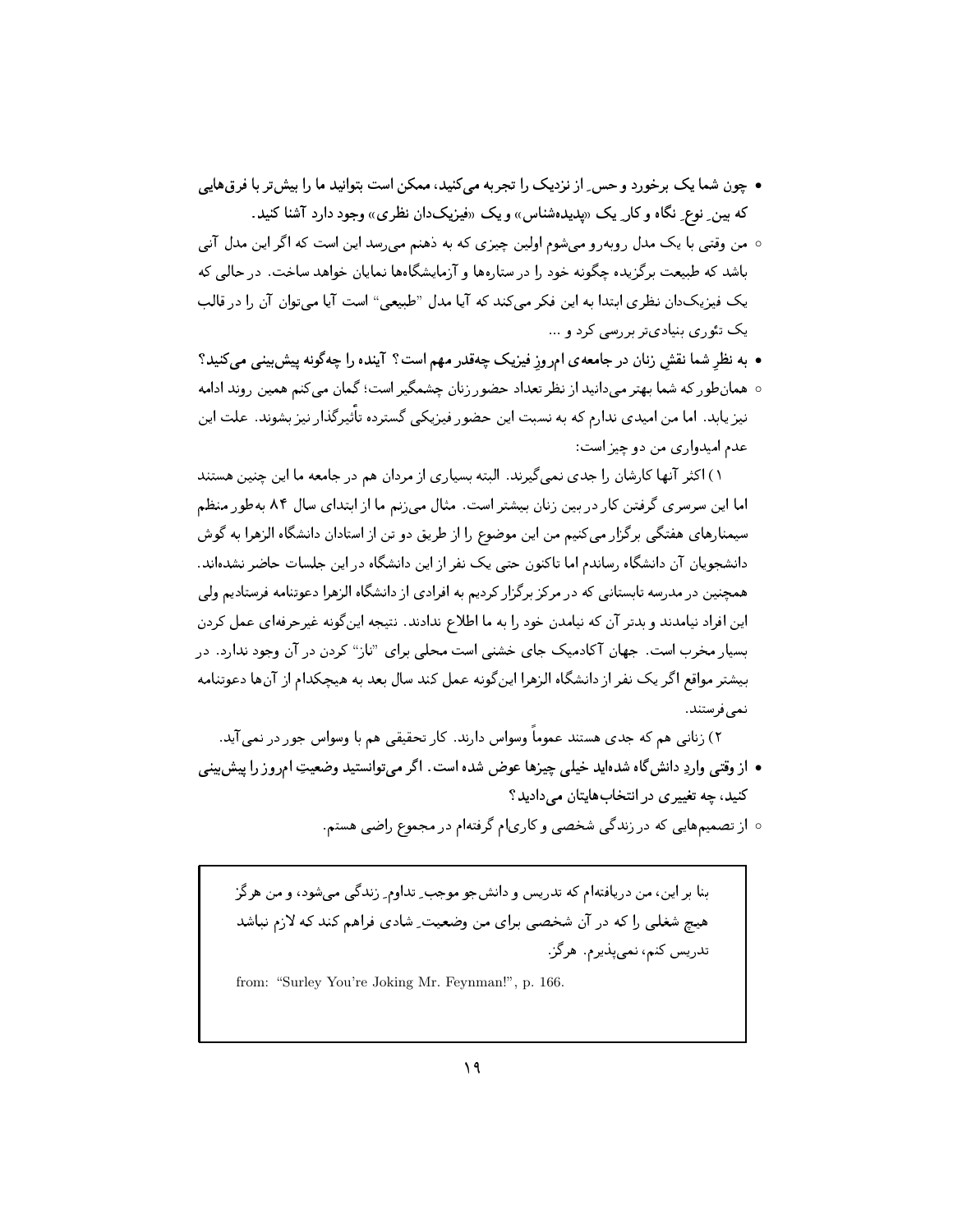- **چون شما یک برخورد و حس ِ از نزدیک را تجربه می‌کنید، ممکن است بتوانید ما را بیش‌تر با فرق‌هایی که بین ِ نوع ِ نگاه و کار ِ یک «پدیده‌شناس» و یک «فیزیک‌دان نظری» وجود دارد آشنا کنید.**
  - من وقتی با یک مدل روبه‌رو می‌شوم اولین چیزی که به ذهنم می‌رسد این است که اگر این مدل آنی باشد که طبیعت برگزیده چگونه خود را در ستاره‌ها و آزمایشگاه‌ها نمایان خواهد ساخت. در حالی که یک فیزیک‌دان نظری ابتدا به این فکر می‌کند که آیا مدل "طبیعی" است آیا می‌توان آن را در قالب یک تئوری بنیادی‌تر بررسی کرد و ...
- **به نظرِ شما نقشِ زنان در جامعه‌ی امروزِ فیزیک چه‌قدر مهم است؟ آینده را چه‌گونه پیش‌بینی می‌کنید؟**
  - همان‌طور که شما بهتر می‌دانید از نظر تعداد حضور زنان چشمگیر است؛ گمان می‌کنم همین روند ادامه نیز یابد. اما من امیدی ندارم که به نسبت این حضور فیزیکی گسترده تأثیرگذار نیز بشوند. علت این عدم امیدواری من دو چیز است:

    ۱) اکثر آنها کارشان را جدی نمی‌گیرند. البته بسیاری از مردان هم در جامعه ما این چنین هستند اما این سرسری گرفتن کار در بین زنان بیشتر است. مثال می‌زنم ما از ابتدای سال ۸۴ به‌طور منظم سیمنارهای هفتگی برگزار می‌کنیم من این موضوع را از طریق دو تن از استادان دانشگاه الزهرا به گوش دانشجویان آن دانشگاه رساندم اما تاکنون حتی یک نفر از این دانشگاه در این جلسات حاضر نشده‌اند. همچنین در مدرسه تابستانی که در مرکز برگزار کردیم به افرادی از دانشگاه الزهرا دعوتنامه فرستادیم ولی این افراد نیامدند و بدتر آن که نیامدن خود را به ما اطلاع ندادند. نتیجه این‌گونه غیرحرفه‌ای عمل کردن بسیار مخرب است. جهان آکادمیک جای خشنی است محلی برای "ناز" کردن در آن وجود ندارد. در بیشتر مواقع اگر یک نفر از دانشگاه الزهرا این‌گونه عمل کند سال بعد به هیچکدام از آن‌ها دعوتنامه نمی‌فرستند.

    ۲) زنانی هم که جدی هستند عموماً وسواس دارند. کار تحقیقی هم با وسواس جور در نمی‌آید.
- **از وقتی واردِ دانش‌گاه شده‌اید خیلی چیزها عوض شده است. اگر می‌توانستید وضعیتِ امروز را پیش‌بینی کنید، چه تغییری در انتخاب‌هایتان می‌دادید؟**
  - از تصمیم‌هایی که در زندگی شخصی و کاری‌ام گرفته‌ام در مجموع راضی هستم.

> بنا بر این، من دریافته‌ام که تدریس و دانش‌جو موجب ِ تداوم ِ زندگی می‌شود، و من هرگز هیچ شغلی را که در آن شخصی برای من وضعیت ِ شادی فراهم کند که لازم نباشد تدریس کنم، نمی‌پذیرم. هرگز.
>
> from: "Surley You're Joking Mr. Feynman!", p. 166.